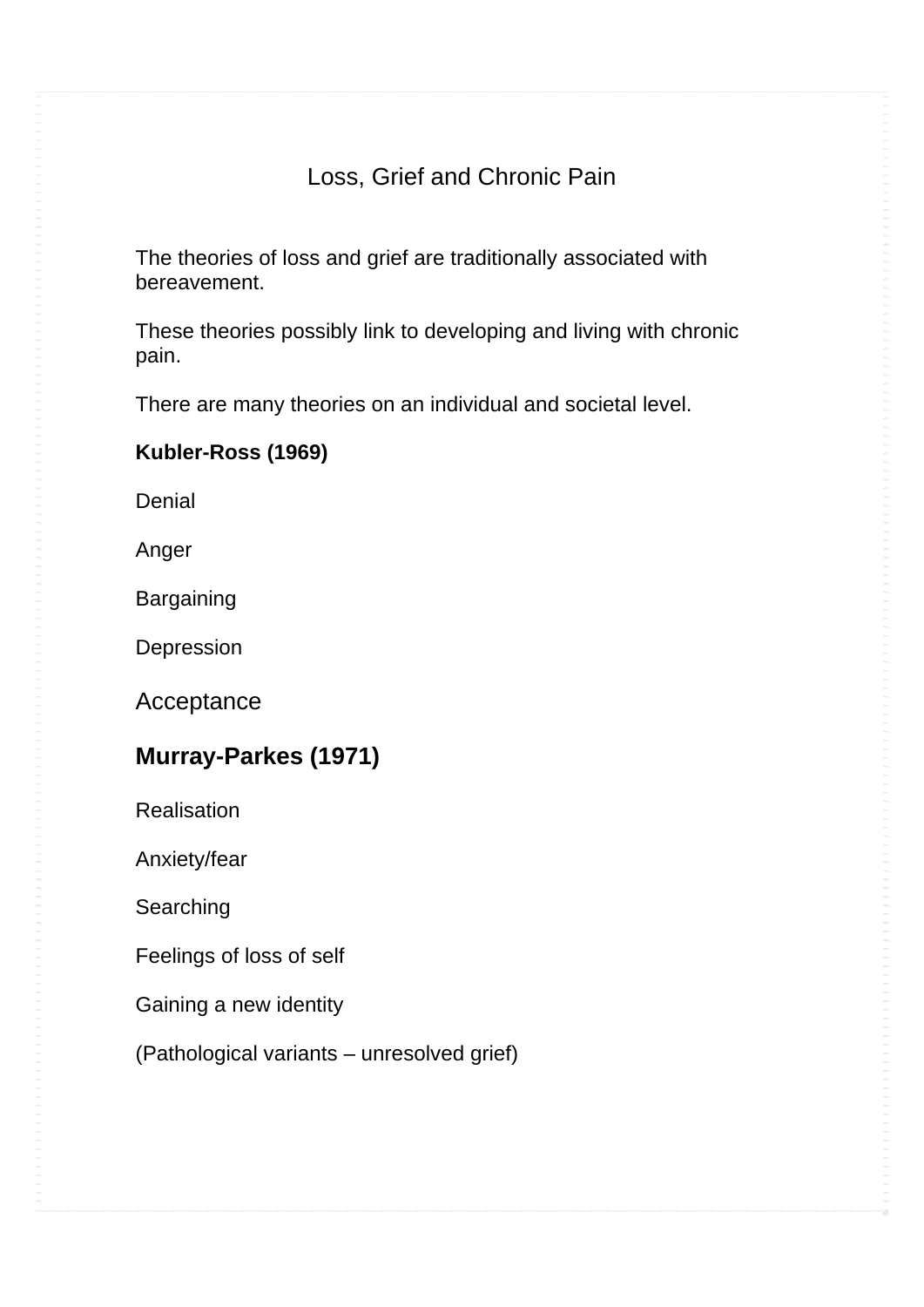# Loss, Grief and Chronic Pain

The theories of loss and grief are traditionally associated with bereavement.

These theories possibly link to developing and living with chronic pain.

There are many theories on an individual and societal level.

**Kubler-Ross (1969)**

Denial

Anger

Bargaining

Depression

Acceptance

**Murray-Parkes (1971)**

Realisation

Anxiety/fear

Searching

Feelings of loss of self

Gaining a new identity

(Pathological variants – unresolved grief)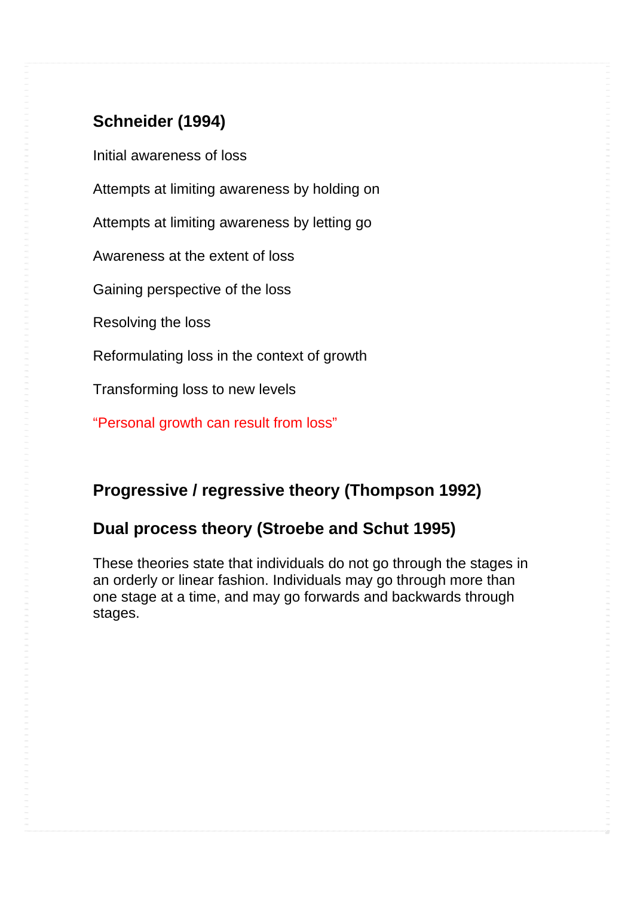## Schneider (1994)

Initial awareness of loss

Attempts at limiting awareness by holding on

Attempts at limiting awareness by letting go

Awareness at the extent of loss

Gaining perspective of the loss

Resolving the loss

Reformulating loss in the context of growth

Transforming loss to new levels

“Personal growth can result from loss”

## Progressive / regressive theory (Thompson 1992)

## Dual process theory (Stroebe and Schut 1995)

These theories state that individuals do not go through the stages in an orderly or linear fashion. Individuals may go through more than one stage at a time, and may go forwards and backwards through stages.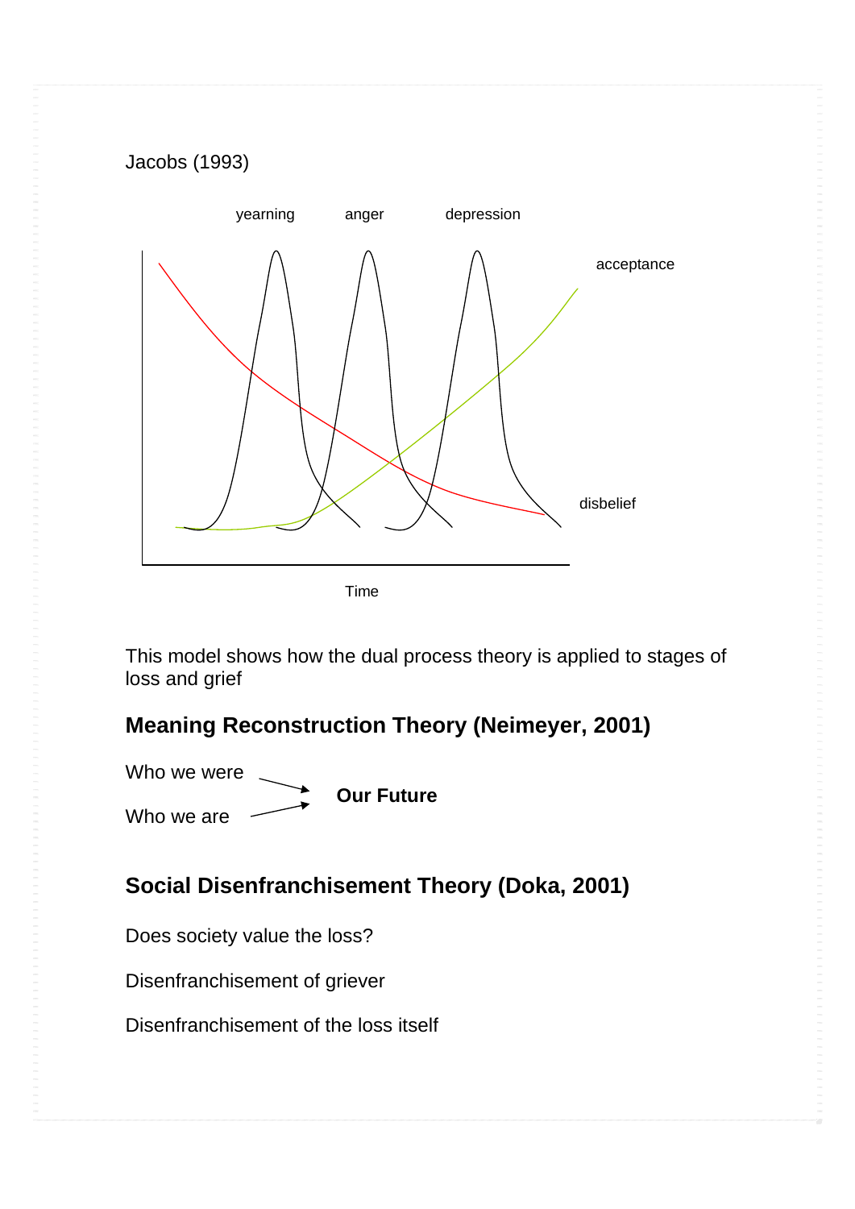Jacobs (1993)

yearning anger depression

acceptance

disbelief

Time

This model shows how the dual process theory is applied to stages of loss and grief

## Meaning Reconstruction Theory (Neimeyer, 2001)

Who we were →

**Our Future**

Who we are →

## Social Disenfranchisement Theory (Doka, 2001)

Does society value the loss?

Disenfranchisement of griever

Disenfranchisement of the loss itself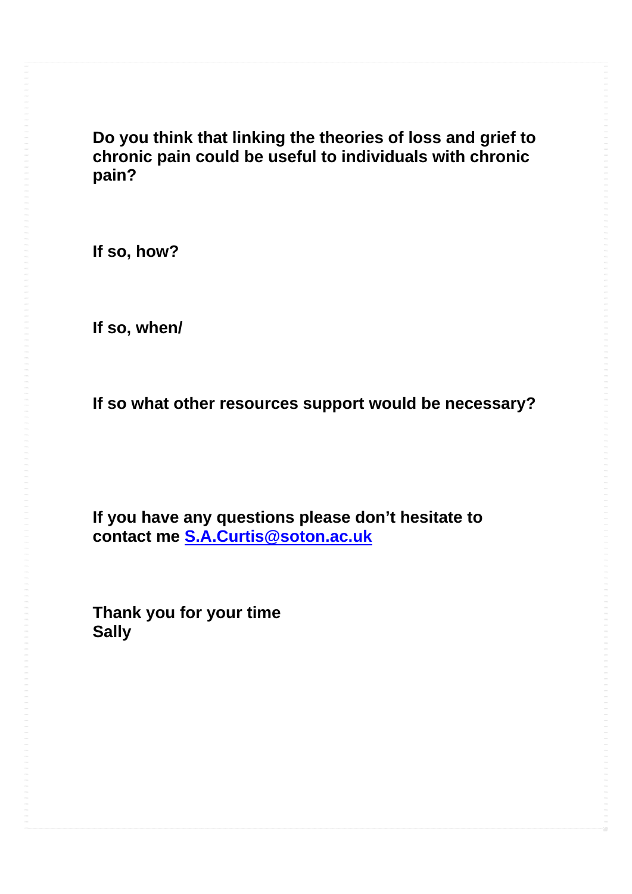**Do you think that linking the theories of loss and grief to chronic pain could be useful to individuals with chronic pain?**

**If so, how?**

**If so, when/**

**If so what other resources support would be necessary?**

**If you have any questions please don't hesitate to contact me S.A.Curtis@soton.ac.uk**

**Thank you for your time**
**Sally**